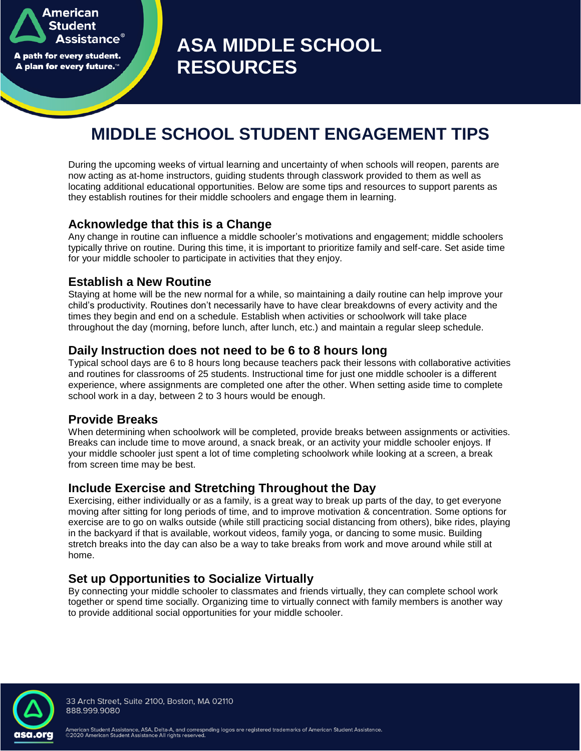American Student Assistance®

A path for every student. A plan for every future.™

# ASA MIDDLE SCHOOL RESOURCES

## MIDDLE SCHOOL STUDENT ENGAGEMENT TIPS

During the upcoming weeks of virtual learning and uncertainty of when schools will reopen, parents are now acting as at-home instructors, guiding students through classwork provided to them as well as locating additional educational opportunities. Below are some tips and resources to support parents as they establish routines for their middle schoolers and engage them in learning.

### Acknowledge that this is a Change

Any change in routine can influence a middle schooler's motivations and engagement; middle schoolers typically thrive on routine. During this time, it is important to prioritize family and self-care. Set aside time for your middle schooler to participate in activities that they enjoy.

### Establish a New Routine

Staying at home will be the new normal for a while, so maintaining a daily routine can help improve your child's productivity. Routines don't necessarily have to have clear breakdowns of every activity and the times they begin and end on a schedule. Establish when activities or schoolwork will take place throughout the day (morning, before lunch, after lunch, etc.) and maintain a regular sleep schedule.

### Daily Instruction does not need to be 6 to 8 hours long

Typical school days are 6 to 8 hours long because teachers pack their lessons with collaborative activities and routines for classrooms of 25 students. Instructional time for just one middle schooler is a different experience, where assignments are completed one after the other. When setting aside time to complete school work in a day, between 2 to 3 hours would be enough.

### Provide Breaks

When determining when schoolwork will be completed, provide breaks between assignments or activities. Breaks can include time to move around, a snack break, or an activity your middle schooler enjoys. If your middle schooler just spent a lot of time completing schoolwork while looking at a screen, a break from screen time may be best.

### Include Exercise and Stretching Throughout the Day

Exercising, either individually or as a family, is a great way to break up parts of the day, to get everyone moving after sitting for long periods of time, and to improve motivation & concentration. Some options for exercise are to go on walks outside (while still practicing social distancing from others), bike rides, playing in the backyard if that is available, workout videos, family yoga, or dancing to some music. Building stretch breaks into the day can also be a way to take breaks from work and move around while still at home.

### Set up Opportunities to Socialize Virtually

By connecting your middle schooler to classmates and friends virtually, they can complete school work together or spend time socially. Organizing time to virtually connect with family members is another way to provide additional social opportunities for your middle schooler.

asa.org

33 Arch Street, Suite 2100, Boston, MA 02110
888.999.9080

American Student Assistance, ASA, Delta-A, and correspnding logos are registered trademarks of American Student Assistance.
©2020 American Student Assistance All rights reserved.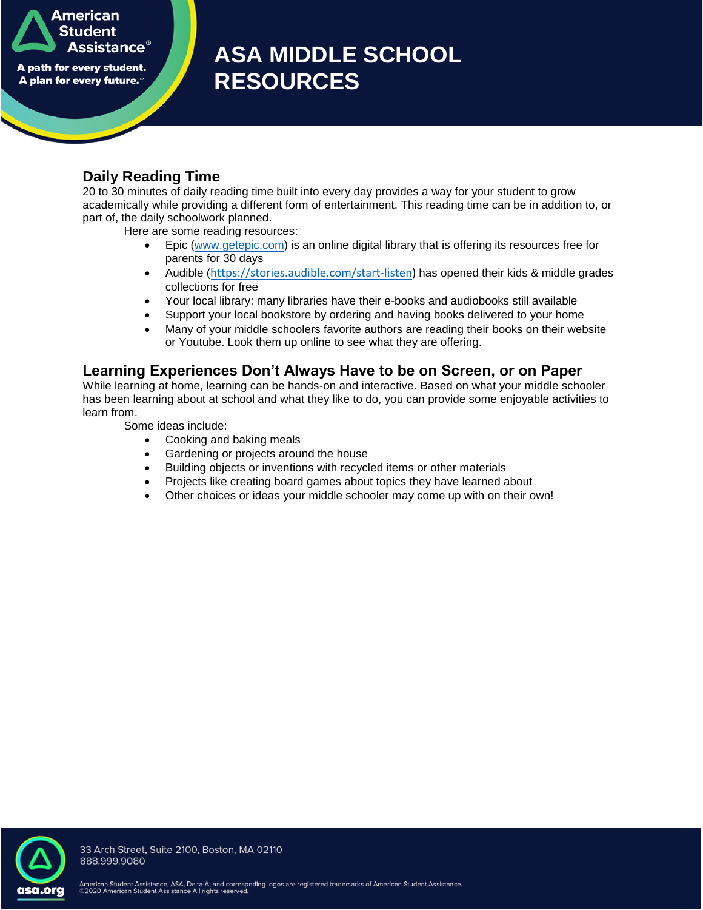# ASA MIDDLE SCHOOL RESOURCES

## Daily Reading Time

20 to 30 minutes of daily reading time built into every day provides a way for your student to grow academically while providing a different form of entertainment. This reading time can be in addition to, or part of, the daily schoolwork planned.

Here are some reading resources:

- Epic (www.getepic.com) is an online digital library that is offering its resources free for parents for 30 days
- Audible (https://stories.audible.com/start-listen) has opened their kids & middle grades collections for free
- Your local library: many libraries have their e-books and audiobooks still available
- Support your local bookstore by ordering and having books delivered to your home
- Many of your middle schoolers favorite authors are reading their books on their website or Youtube. Look them up online to see what they are offering.

## Learning Experiences Don't Always Have to be on Screen, or on Paper

While learning at home, learning can be hands-on and interactive. Based on what your middle schooler has been learning about at school and what they like to do, you can provide some enjoyable activities to learn from.

Some ideas include:

- Cooking and baking meals
- Gardening or projects around the house
- Building objects or inventions with recycled items or other materials
- Projects like creating board games about topics they have learned about
- Other choices or ideas your middle schooler may come up with on their own!